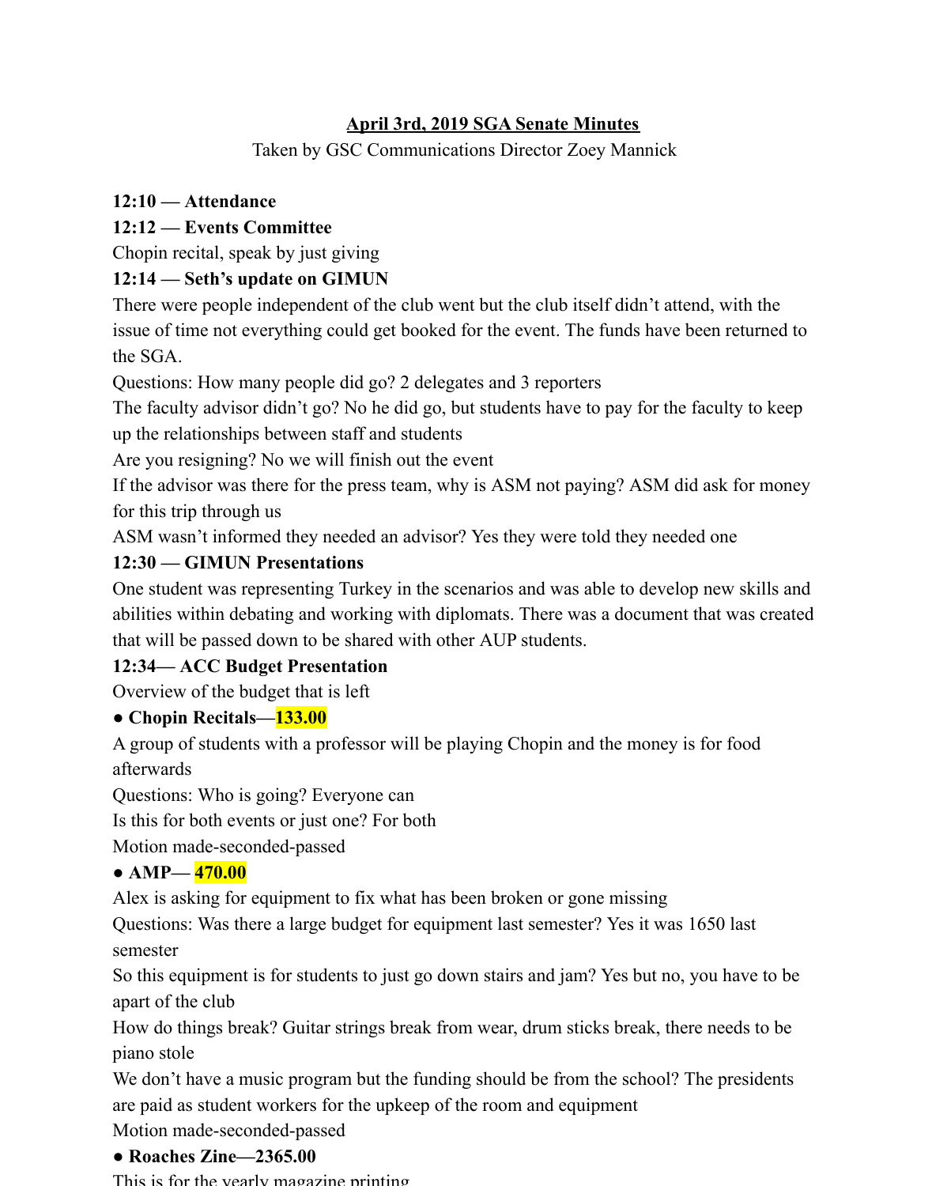# April 3rd, 2019 SGA Senate Minutes

Taken by GSC Communications Director Zoey Mannick

**12:10 — Attendance**

**12:12 — Events Committee**

Chopin recital, speak by just giving

**12:14 — Seth's update on GIMUN**

There were people independent of the club went but the club itself didn't attend, with the issue of time not everything could get booked for the event. The funds have been returned to the SGA.

Questions: How many people did go? 2 delegates and 3 reporters

The faculty advisor didn't go? No he did go, but students have to pay for the faculty to keep up the relationships between staff and students

Are you resigning? No we will finish out the event

If the advisor was there for the press team, why is ASM not paying? ASM did ask for money for this trip through us

ASM wasn't informed they needed an advisor? Yes they were told they needed one

**12:30 — GIMUN Presentations**

One student was representing Turkey in the scenarios and was able to develop new skills and abilities within debating and working with diplomats. There was a document that was created that will be passed down to be shared with other AUP students.

**12:34— ACC Budget Presentation**

Overview of the budget that is left

- **Chopin Recitals—133.00**

A group of students with a professor will be playing Chopin and the money is for food afterwards

Questions: Who is going? Everyone can

Is this for both events or just one? For both

Motion made-seconded-passed

- **AMP— 470.00**

Alex is asking for equipment to fix what has been broken or gone missing

Questions: Was there a large budget for equipment last semester? Yes it was 1650 last semester

So this equipment is for students to just go down stairs and jam? Yes but no, you have to be apart of the club

How do things break? Guitar strings break from wear, drum sticks break, there needs to be piano stole

We don't have a music program but the funding should be from the school? The presidents are paid as student workers for the upkeep of the room and equipment

Motion made-seconded-passed

- **Roaches Zine—2365.00**

This is for the yearly magazine printing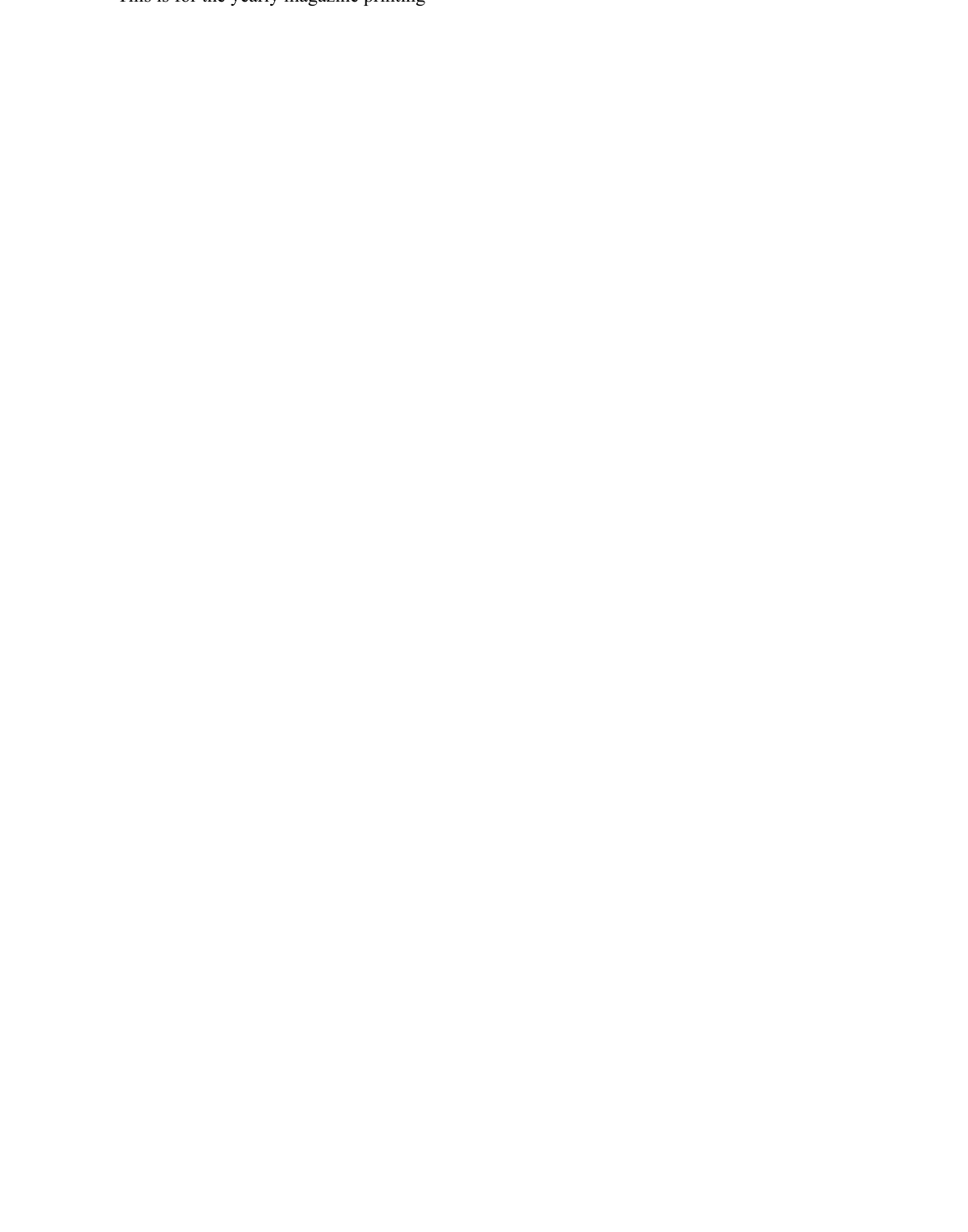This is for the yearly magazine printing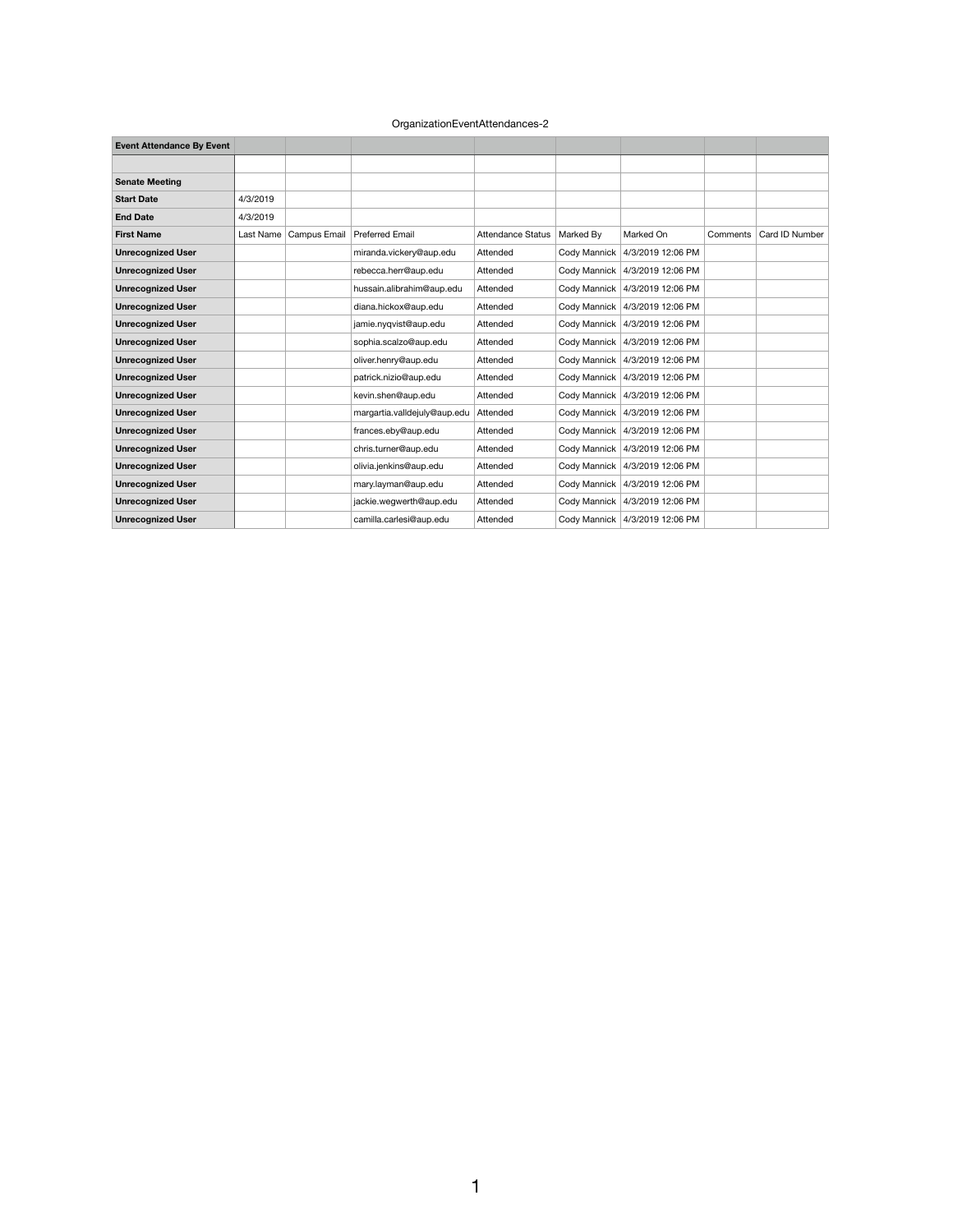OrganizationEventAttendances-2

| Event Attendance By Event | | | | | | | | |
|---|---|---|---|---|---|---|---|---|
| | | | | | | | | |
| **Senate Meeting** | | | | | | | | |
| **Start Date** | 4/3/2019 | | | | | | | |
| **End Date** | 4/3/2019 | | | | | | | |
| **First Name** | Last Name | Campus Email | Preferred Email | Attendance Status | Marked By | Marked On | Comments | Card ID Number |
| **Unrecognized User** | | | miranda.vickery@aup.edu | Attended | Cody Mannick | 4/3/2019 12:06 PM | | |
| **Unrecognized User** | | | rebecca.herr@aup.edu | Attended | Cody Mannick | 4/3/2019 12:06 PM | | |
| **Unrecognized User** | | | hussain.alibrahim@aup.edu | Attended | Cody Mannick | 4/3/2019 12:06 PM | | |
| **Unrecognized User** | | | diana.hickox@aup.edu | Attended | Cody Mannick | 4/3/2019 12:06 PM | | |
| **Unrecognized User** | | | jamie.nyqvist@aup.edu | Attended | Cody Mannick | 4/3/2019 12:06 PM | | |
| **Unrecognized User** | | | sophia.scalzo@aup.edu | Attended | Cody Mannick | 4/3/2019 12:06 PM | | |
| **Unrecognized User** | | | oliver.henry@aup.edu | Attended | Cody Mannick | 4/3/2019 12:06 PM | | |
| **Unrecognized User** | | | patrick.nizio@aup.edu | Attended | Cody Mannick | 4/3/2019 12:06 PM | | |
| **Unrecognized User** | | | kevin.shen@aup.edu | Attended | Cody Mannick | 4/3/2019 12:06 PM | | |
| **Unrecognized User** | | | margartia.valldejuly@aup.edu | Attended | Cody Mannick | 4/3/2019 12:06 PM | | |
| **Unrecognized User** | | | frances.eby@aup.edu | Attended | Cody Mannick | 4/3/2019 12:06 PM | | |
| **Unrecognized User** | | | chris.turner@aup.edu | Attended | Cody Mannick | 4/3/2019 12:06 PM | | |
| **Unrecognized User** | | | olivia.jenkins@aup.edu | Attended | Cody Mannick | 4/3/2019 12:06 PM | | |
| **Unrecognized User** | | | mary.layman@aup.edu | Attended | Cody Mannick | 4/3/2019 12:06 PM | | |
| **Unrecognized User** | | | jackie.wegwerth@aup.edu | Attended | Cody Mannick | 4/3/2019 12:06 PM | | |
| **Unrecognized User** | | | camilla.carlesi@aup.edu | Attended | Cody Mannick | 4/3/2019 12:06 PM | | |